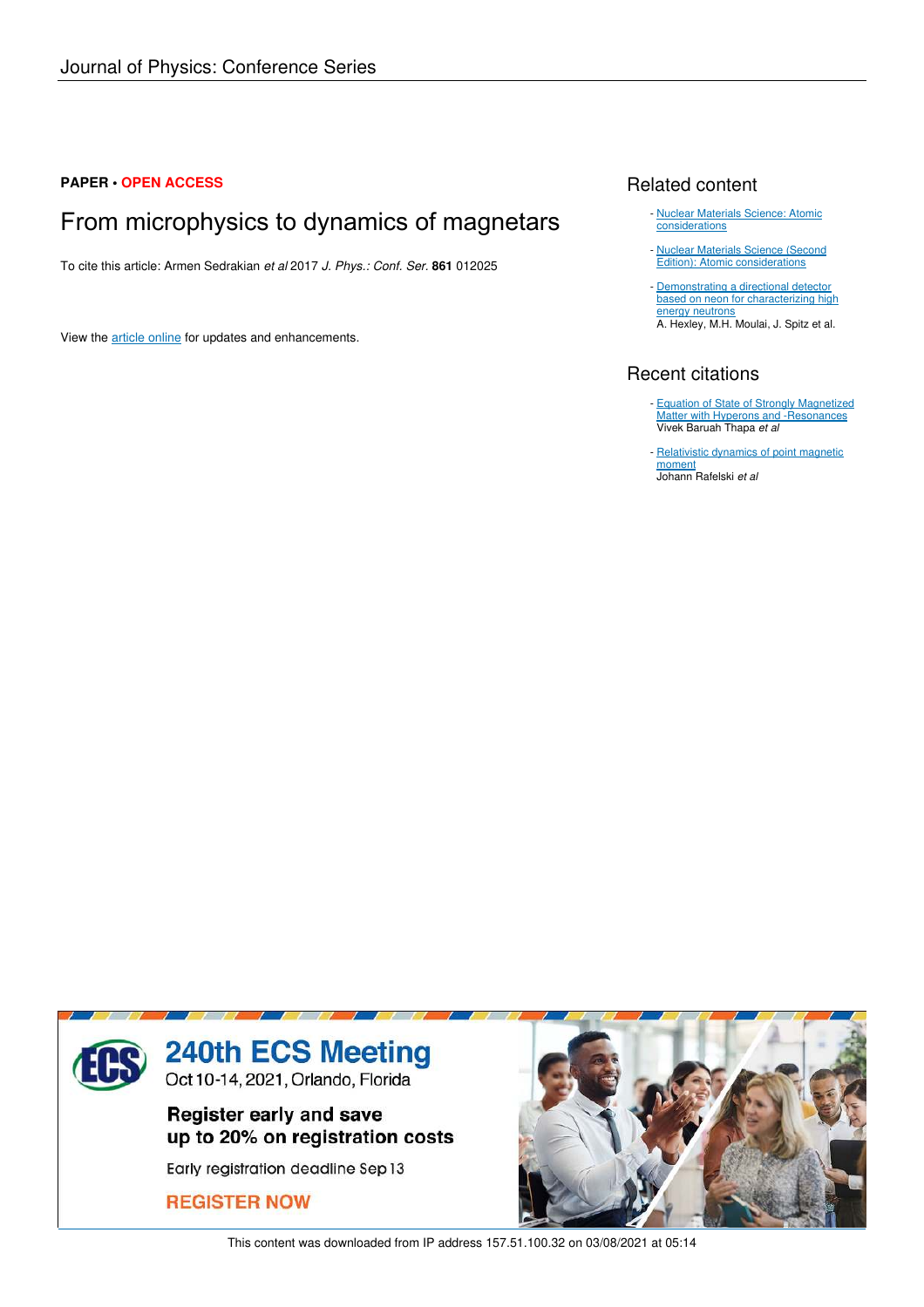Journal of Physics: Conference Series

**PAPER • OPEN ACCESS**

# From microphysics to dynamics of magnetars

To cite this article: Armen Sedrakian *et al* 2017 *J. Phys.: Conf. Ser.* **861** 012025

View the article online for updates and enhancements.

## Related content

- Nuclear Materials Science: Atomic considerations
- Nuclear Materials Science (Second Edition): Atomic considerations
- Demonstrating a directional detector based on neon for characterizing high energy neutrons
  A. Hexley, M.H. Moulai, J. Spitz et al.

## Recent citations

- Equation of State of Strongly Magnetized Matter with Hyperons and -Resonances
  Vivek Baruah Thapa *et al*
- Relativistic dynamics of point magnetic moment
  Johann Rafelski *et al*

240th ECS Meeting
Oct 10-14, 2021, Orlando, Florida

Register early and save up to 20% on registration costs

Early registration deadline Sep 13

REGISTER NOW

This content was downloaded from IP address 157.51.100.32 on 03/08/2021 at 05:14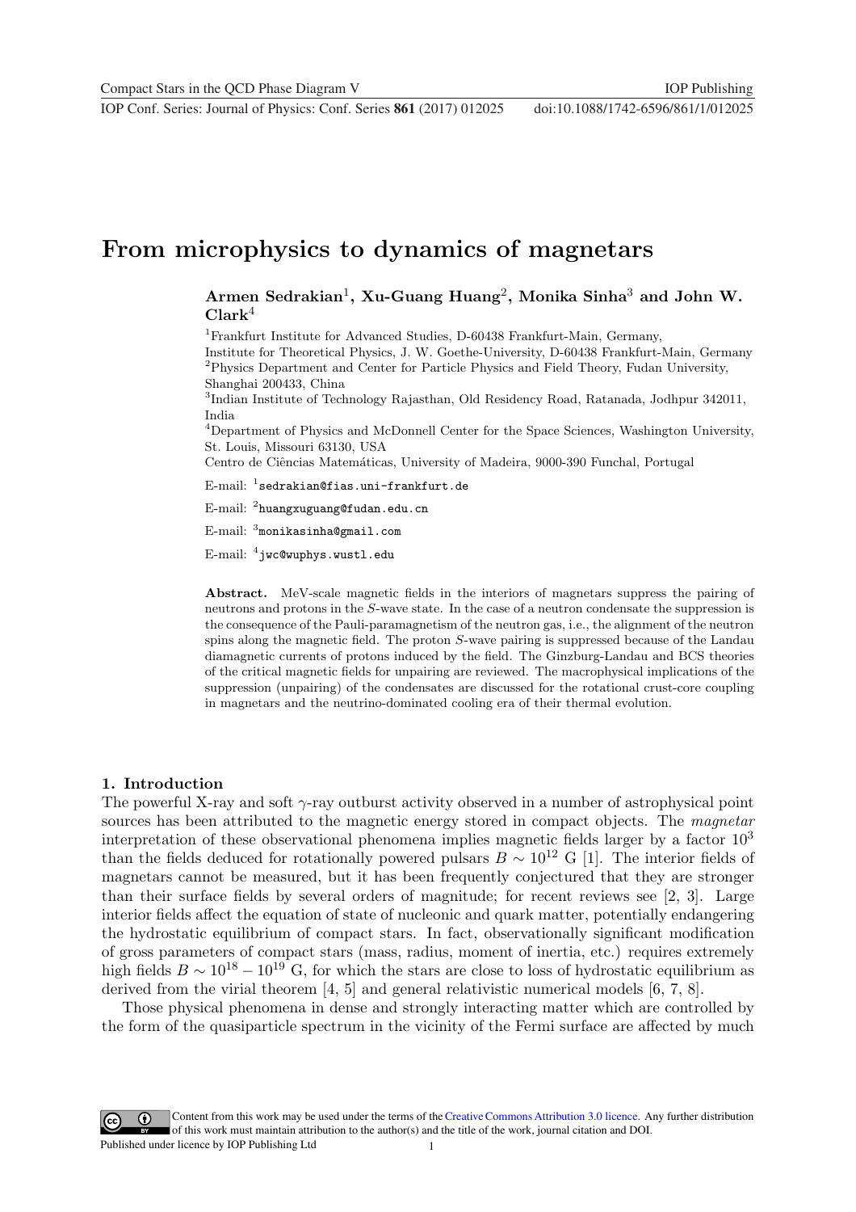# From microphysics to dynamics of magnetars

**Armen Sedrakian**[1], **Xu-Guang Huang**[2], **Monika Sinha**[3] **and John W. Clark**[4]

[1]Frankfurt Institute for Advanced Studies, D-60438 Frankfurt-Main, Germany,
Institute for Theoretical Physics, J. W. Goethe-University, D-60438 Frankfurt-Main, Germany
[2]Physics Department and Center for Particle Physics and Field Theory, Fudan University, Shanghai 200433, China
[3]Indian Institute of Technology Rajasthan, Old Residency Road, Ratanada, Jodhpur 342011, India
[4]Department of Physics and McDonnell Center for the Space Sciences, Washington University, St. Louis, Missouri 63130, USA
Centro de Ciências Matemáticas, University of Madeira, 9000-390 Funchal, Portugal

E-mail: [1]sedrakian@fias.uni-frankfurt.de

E-mail: [2]huangxuguang@fudan.edu.cn

E-mail: [3]monikasinha@gmail.com

E-mail: [4]jwc@wuphys.wustl.edu

**Abstract.** MeV-scale magnetic fields in the interiors of magnetars suppress the pairing of neutrons and protons in the $S$-wave state. In the case of a neutron condensate the suppression is the consequence of the Pauli-paramagnetism of the neutron gas, i.e., the alignment of the neutron spins along the magnetic field. The proton $S$-wave pairing is suppressed because of the Landau diamagnetic currents of protons induced by the field. The Ginzburg-Landau and BCS theories of the critical magnetic fields for unpairing are reviewed. The macrophysical implications of the suppression (unpairing) of the condensates are discussed for the rotational crust-core coupling in magnetars and the neutrino-dominated cooling era of their thermal evolution.

## 1. Introduction

The powerful X-ray and soft $\gamma$-ray outburst activity observed in a number of astrophysical point sources has been attributed to the magnetic energy stored in compact objects. The *magnetar* interpretation of these observational phenomena implies magnetic fields larger by a factor $10^3$ than the fields deduced for rotationally powered pulsars $B \sim 10^{12}$ G [1]. The interior fields of magnetars cannot be measured, but it has been frequently conjectured that they are stronger than their surface fields by several orders of magnitude; for recent reviews see [2, 3]. Large interior fields affect the equation of state of nucleonic and quark matter, potentially endangering the hydrostatic equilibrium of compact stars. In fact, observationally significant modification of gross parameters of compact stars (mass, radius, moment of inertia, etc.) requires extremely high fields $B \sim 10^{18} - 10^{19}$ G, for which the stars are close to loss of hydrostatic equilibrium as derived from the virial theorem [4, 5] and general relativistic numerical models [6, 7, 8].

Those physical phenomena in dense and strongly interacting matter which are controlled by the form of the quasiparticle spectrum in the vicinity of the Fermi surface are affected by much

Content from this work may be used under the terms of the Creative Commons Attribution 3.0 licence. Any further distribution of this work must maintain attribution to the author(s) and the title of the work, journal citation and DOI.
Published under licence by IOP Publishing Ltd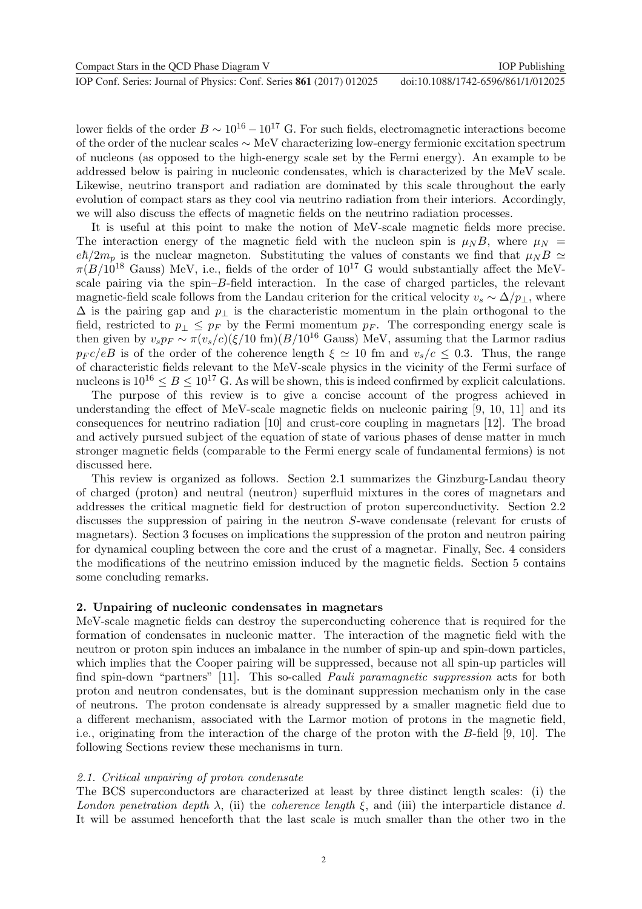lower fields of the order $B \sim 10^{16} - 10^{17}$ G. For such fields, electromagnetic interactions become of the order of the nuclear scales $\sim$ MeV characterizing low-energy fermionic excitation spectrum of nucleons (as opposed to the high-energy scale set by the Fermi energy). An example to be addressed below is pairing in nucleonic condensates, which is characterized by the MeV scale. Likewise, neutrino transport and radiation are dominated by this scale throughout the early evolution of compact stars as they cool via neutrino radiation from their interiors. Accordingly, we will also discuss the effects of magnetic fields on the neutrino radiation processes.

It is useful at this point to make the notion of MeV-scale magnetic fields more precise. The interaction energy of the magnetic field with the nucleon spin is $\mu_N B$, where $\mu_N = e\hbar/2m_p$ is the nuclear magneton. Substituting the values of constants we find that $\mu_N B \simeq \pi(B/10^{18}$ Gauss) MeV, i.e., fields of the order of $10^{17}$ G would substantially affect the MeV-scale pairing via the spin–$B$-field interaction. In the case of charged particles, the relevant magnetic-field scale follows from the Landau criterion for the critical velocity $v_s \sim \Delta/p_\perp$, where $\Delta$ is the pairing gap and $p_\perp$ is the characteristic momentum in the plain orthogonal to the field, restricted to $p_\perp \leq p_F$ by the Fermi momentum $p_F$. The corresponding energy scale is then given by $v_s p_F \sim \pi(v_s/c)(\xi/10 \text{ fm})(B/10^{16}$ Gauss) MeV, assuming that the Larmor radius $p_F c/eB$ is of the order of the coherence length $\xi \simeq 10$ fm and $v_s/c \leq 0.3$. Thus, the range of characteristic fields relevant to the MeV-scale physics in the vicinity of the Fermi surface of nucleons is $10^{16} \leq B \leq 10^{17}$ G. As will be shown, this is indeed confirmed by explicit calculations.

The purpose of this review is to give a concise account of the progress achieved in understanding the effect of MeV-scale magnetic fields on nucleonic pairing [9, 10, 11] and its consequences for neutrino radiation [10] and crust-core coupling in magnetars [12]. The broad and actively pursued subject of the equation of state of various phases of dense matter in much stronger magnetic fields (comparable to the Fermi energy scale of fundamental fermions) is not discussed here.

This review is organized as follows. Section 2.1 summarizes the Ginzburg-Landau theory of charged (proton) and neutral (neutron) superfluid mixtures in the cores of magnetars and addresses the critical magnetic field for destruction of proton superconductivity. Section 2.2 discusses the suppression of pairing in the neutron $S$-wave condensate (relevant for crusts of magnetars). Section 3 focuses on implications the suppression of the proton and neutron pairing for dynamical coupling between the core and the crust of a magnetar. Finally, Sec. 4 considers the modifications of the neutrino emission induced by the magnetic fields. Section 5 contains some concluding remarks.

## 2. Unpairing of nucleonic condensates in magnetars

MeV-scale magnetic fields can destroy the superconducting coherence that is required for the formation of condensates in nucleonic matter. The interaction of the magnetic field with the neutron or proton spin induces an imbalance in the number of spin-up and spin-down particles, which implies that the Cooper pairing will be suppressed, because not all spin-up particles will find spin-down "partners" [11]. This so-called *Pauli paramagnetic suppression* acts for both proton and neutron condensates, but is the dominant suppression mechanism only in the case of neutrons. The proton condensate is already suppressed by a smaller magnetic field due to a different mechanism, associated with the Larmor motion of protons in the magnetic field, i.e., originating from the interaction of the charge of the proton with the $B$-field [9, 10]. The following Sections review these mechanisms in turn.

### *2.1. Critical unpairing of proton condensate*

The BCS superconductors are characterized at least by three distinct length scales: (i) the *London penetration depth* $\lambda$, (ii) the *coherence length* $\xi$, and (iii) the interparticle distance $d$. It will be assumed henceforth that the last scale is much smaller than the other two in the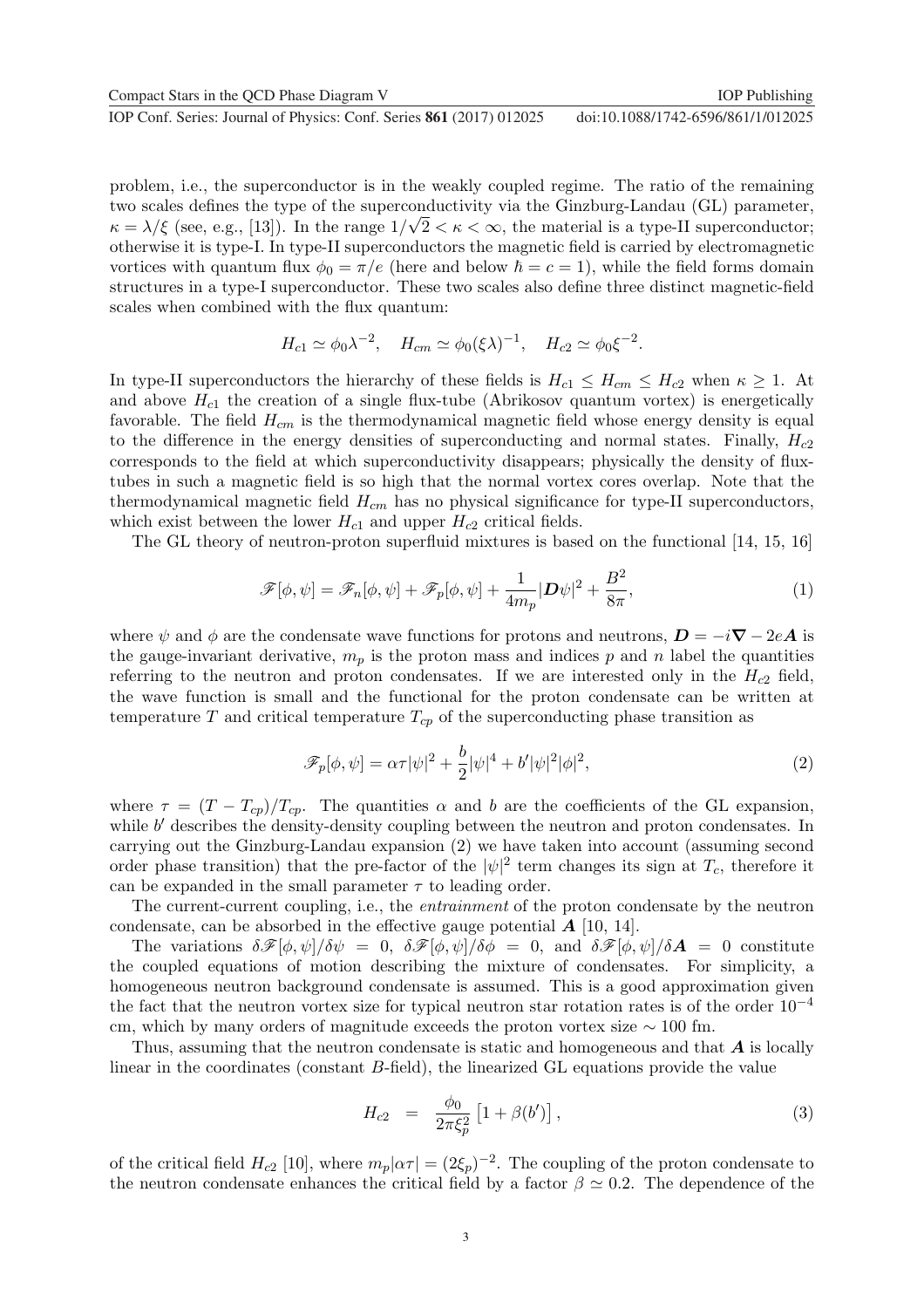problem, i.e., the superconductor is in the weakly coupled regime. The ratio of the remaining two scales defines the type of the superconductivity via the Ginzburg-Landau (GL) parameter, $\kappa = \lambda/\xi$ (see, e.g., [13]). In the range $1/\sqrt{2} < \kappa < \infty$, the material is a type-II superconductor; otherwise it is type-I. In type-II superconductors the magnetic field is carried by electromagnetic vortices with quantum flux $\phi_0 = \pi/e$ (here and below $\hbar = c = 1$), while the field forms domain structures in a type-I superconductor. These two scales also define three distinct magnetic-field scales when combined with the flux quantum:

$$H_{c1} \simeq \phi_0 \lambda^{-2}, \quad H_{cm} \simeq \phi_0 (\xi\lambda)^{-1}, \quad H_{c2} \simeq \phi_0 \xi^{-2}.$$

In type-II superconductors the hierarchy of these fields is $H_{c1} \leq H_{cm} \leq H_{c2}$ when $\kappa \geq 1$. At and above $H_{c1}$ the creation of a single flux-tube (Abrikosov quantum vortex) is energetically favorable. The field $H_{cm}$ is the thermodynamical magnetic field whose energy density is equal to the difference in the energy densities of superconducting and normal states. Finally, $H_{c2}$ corresponds to the field at which superconductivity disappears; physically the density of flux-tubes in such a magnetic field is so high that the normal vortex cores overlap. Note that the thermodynamical magnetic field $H_{cm}$ has no physical significance for type-II superconductors, which exist between the lower $H_{c1}$ and upper $H_{c2}$ critical fields.

The GL theory of neutron-proton superfluid mixtures is based on the functional [14, 15, 16]

$$\mathscr{F}[\phi, \psi] = \mathscr{F}_n[\phi, \psi] + \mathscr{F}_p[\phi, \psi] + \frac{1}{4m_p}|\boldsymbol{D}\psi|^2 + \frac{B^2}{8\pi}, \tag{1}$$

where $\psi$ and $\phi$ are the condensate wave functions for protons and neutrons, $\boldsymbol{D} = -i\boldsymbol{\nabla} - 2e\boldsymbol{A}$ is the gauge-invariant derivative, $m_p$ is the proton mass and indices $p$ and $n$ label the quantities referring to the neutron and proton condensates. If we are interested only in the $H_{c2}$ field, the wave function is small and the functional for the proton condensate can be written at temperature $T$ and critical temperature $T_{cp}$ of the superconducting phase transition as

$$\mathscr{F}_p[\phi, \psi] = \alpha\tau|\psi|^2 + \frac{b}{2}|\psi|^4 + b'|\psi|^2|\phi|^2, \tag{2}$$

where $\tau = (T - T_{cp})/T_{cp}$. The quantities $\alpha$ and $b$ are the coefficients of the GL expansion, while $b'$ describes the density-density coupling between the neutron and proton condensates. In carrying out the Ginzburg-Landau expansion (2) we have taken into account (assuming second order phase transition) that the pre-factor of the $|\psi|^2$ term changes its sign at $T_c$, therefore it can be expanded in the small parameter $\tau$ to leading order.

The current-current coupling, i.e., the *entrainment* of the proton condensate by the neutron condensate, can be absorbed in the effective gauge potential $\boldsymbol{A}$ [10, 14].

The variations $\delta\mathscr{F}[\phi, \psi]/\delta\psi = 0$, $\delta\mathscr{F}[\phi, \psi]/\delta\phi = 0$, and $\delta\mathscr{F}[\phi, \psi]/\delta\boldsymbol{A} = 0$ constitute the coupled equations of motion describing the mixture of condensates. For simplicity, a homogeneous neutron background condensate is assumed. This is a good approximation given the fact that the neutron vortex size for typical neutron star rotation rates is of the order $10^{-4}$ cm, which by many orders of magnitude exceeds the proton vortex size $\sim 100$ fm.

Thus, assuming that the neutron condensate is static and homogeneous and that $\boldsymbol{A}$ is locally linear in the coordinates (constant $B$-field), the linearized GL equations provide the value

$$H_{c2} = \frac{\phi_0}{2\pi\xi_p^2}\left[1 + \beta(b')\right], \tag{3}$$

of the critical field $H_{c2}$ [10], where $m_p|\alpha\tau| = (2\xi_p)^{-2}$. The coupling of the proton condensate to the neutron condensate enhances the critical field by a factor $\beta \simeq 0.2$. The dependence of the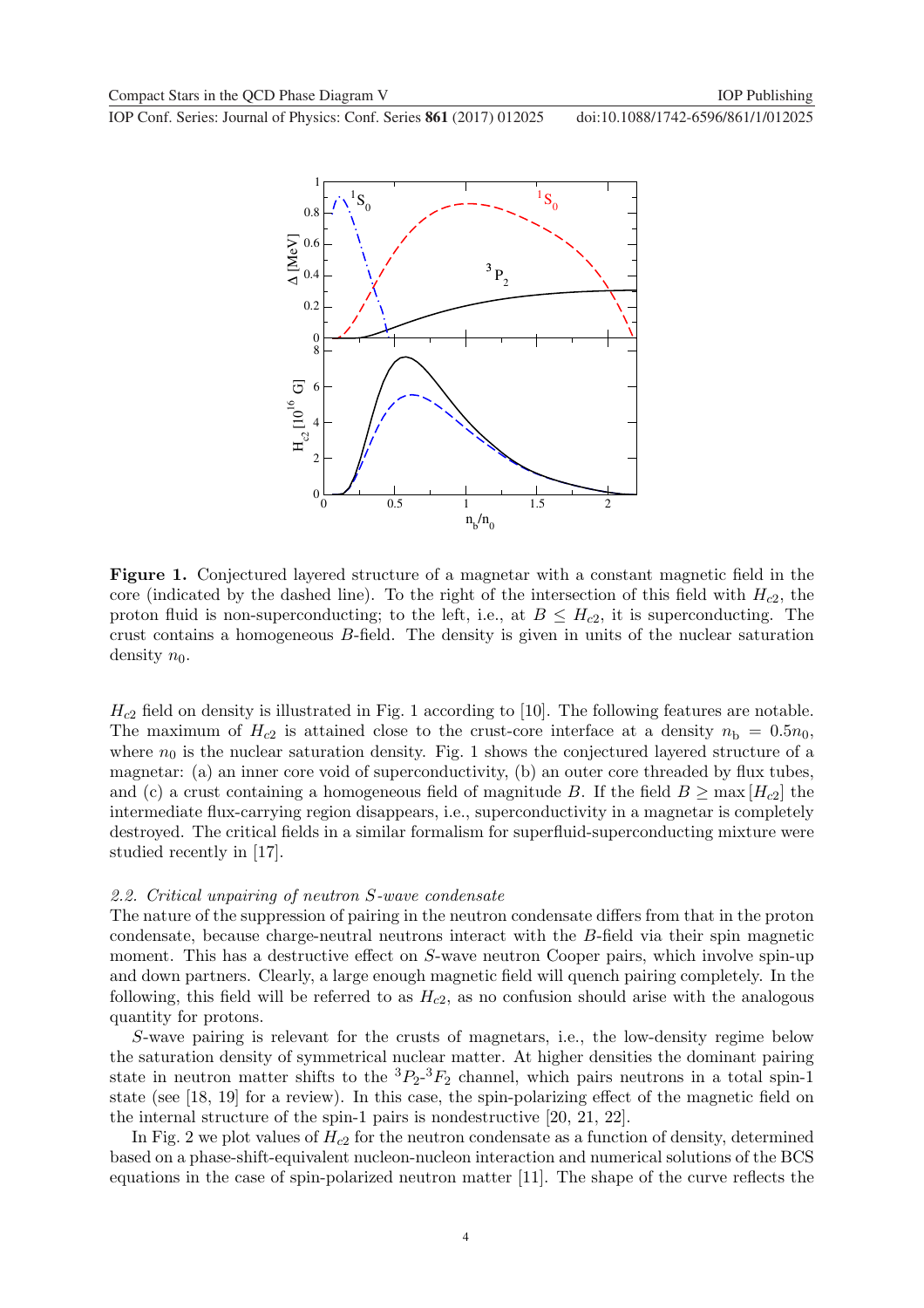**Figure 1.** Conjectured layered structure of a magnetar with a constant magnetic field in the core (indicated by the dashed line). To the right of the intersection of this field with $H_{c2}$, the proton fluid is non-superconducting; to the left, i.e., at $B \leq H_{c2}$, it is superconducting. The crust contains a homogeneous $B$-field. The density is given in units of the nuclear saturation density $n_0$.

$H_{c2}$ field on density is illustrated in Fig. 1 according to [10]. The following features are notable. The maximum of $H_{c2}$ is attained close to the crust-core interface at a density $n_{\rm b} = 0.5n_0$, where $n_0$ is the nuclear saturation density. Fig. 1 shows the conjectured layered structure of a magnetar: (a) an inner core void of superconductivity, (b) an outer core threaded by flux tubes, and (c) a crust containing a homogeneous field of magnitude $B$. If the field $B \geq \max[H_{c2}]$ the intermediate flux-carrying region disappears, i.e., superconductivity in a magnetar is completely destroyed. The critical fields in a similar formalism for superfluid-superconducting mixture were studied recently in [17].

### 2.2. *Critical unpairing of neutron S-wave condensate*

The nature of the suppression of pairing in the neutron condensate differs from that in the proton condensate, because charge-neutral neutrons interact with the $B$-field via their spin magnetic moment. This has a destructive effect on $S$-wave neutron Cooper pairs, which involve spin-up and down partners. Clearly, a large enough magnetic field will quench pairing completely. In the following, this field will be referred to as $H_{c2}$, as no confusion should arise with the analogous quantity for protons.

$S$-wave pairing is relevant for the crusts of magnetars, i.e., the low-density regime below the saturation density of symmetrical nuclear matter. At higher densities the dominant pairing state in neutron matter shifts to the $^3P_2$-$^3F_2$ channel, which pairs neutrons in a total spin-1 state (see [18, 19] for a review). In this case, the spin-polarizing effect of the magnetic field on the internal structure of the spin-1 pairs is nondestructive [20, 21, 22].

In Fig. 2 we plot values of $H_{c2}$ for the neutron condensate as a function of density, determined based on a phase-shift-equivalent nucleon-nucleon interaction and numerical solutions of the BCS equations in the case of spin-polarized neutron matter [11]. The shape of the curve reflects the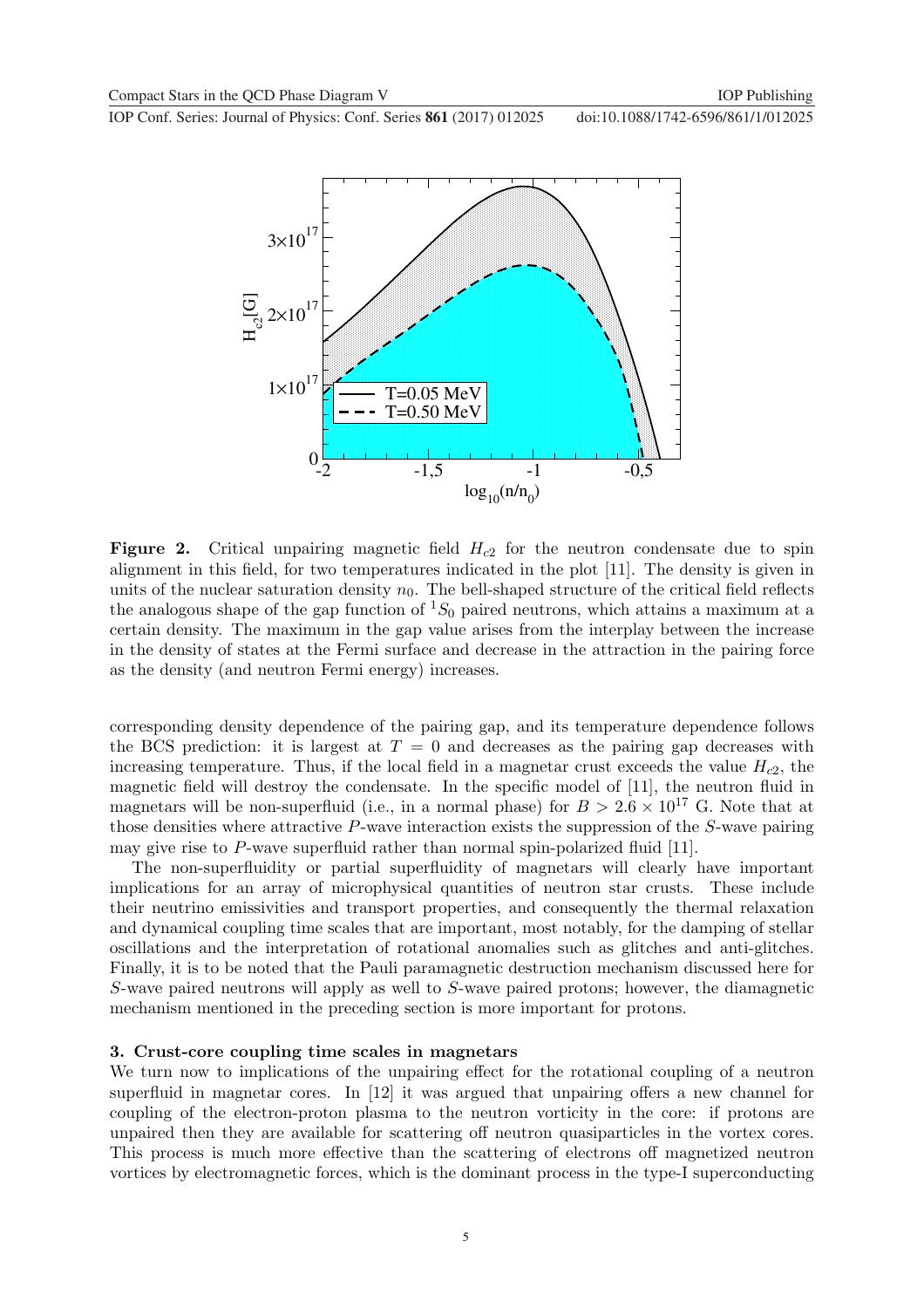**Figure 2.** Critical unpairing magnetic field $H_{c2}$ for the neutron condensate due to spin alignment in this field, for two temperatures indicated in the plot [11]. The density is given in units of the nuclear saturation density $n_0$. The bell-shaped structure of the critical field reflects the analogous shape of the gap function of ${}^1S_0$ paired neutrons, which attains a maximum at a certain density. The maximum in the gap value arises from the interplay between the increase in the density of states at the Fermi surface and decrease in the attraction in the pairing force as the density (and neutron Fermi energy) increases.

corresponding density dependence of the pairing gap, and its temperature dependence follows the BCS prediction: it is largest at $T = 0$ and decreases as the pairing gap decreases with increasing temperature. Thus, if the local field in a magnetar crust exceeds the value $H_{c2}$, the magnetic field will destroy the condensate. In the specific model of [11], the neutron fluid in magnetars will be non-superfluid (i.e., in a normal phase) for $B > 2.6 \times 10^{17}$ G. Note that at those densities where attractive $P$-wave interaction exists the suppression of the $S$-wave pairing may give rise to $P$-wave superfluid rather than normal spin-polarized fluid [11].

The non-superfluidity or partial superfluidity of magnetars will clearly have important implications for an array of microphysical quantities of neutron star crusts. These include their neutrino emissivities and transport properties, and consequently the thermal relaxation and dynamical coupling time scales that are important, most notably, for the damping of stellar oscillations and the interpretation of rotational anomalies such as glitches and anti-glitches. Finally, it is to be noted that the Pauli paramagnetic destruction mechanism discussed here for $S$-wave paired neutrons will apply as well to $S$-wave paired protons; however, the diamagnetic mechanism mentioned in the preceding section is more important for protons.

## 3. Crust-core coupling time scales in magnetars

We turn now to implications of the unpairing effect for the rotational coupling of a neutron superfluid in magnetar cores. In [12] it was argued that unpairing offers a new channel for coupling of the electron-proton plasma to the neutron vorticity in the core: if protons are unpaired then they are available for scattering off neutron quasiparticles in the vortex cores. This process is much more effective than the scattering of electrons off magnetized neutron vortices by electromagnetic forces, which is the dominant process in the type-I superconducting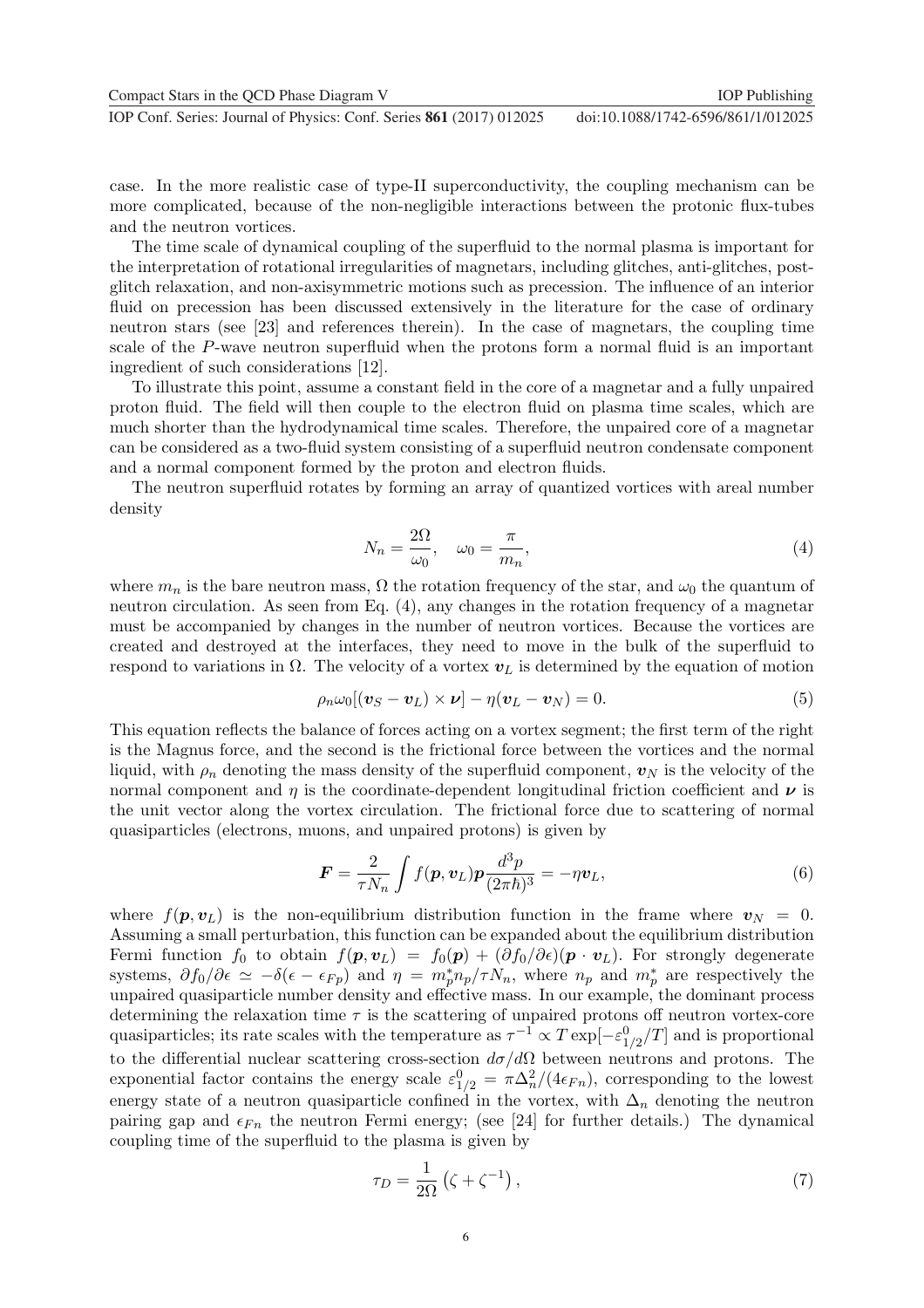case. In the more realistic case of type-II superconductivity, the coupling mechanism can be more complicated, because of the non-negligible interactions between the protonic flux-tubes and the neutron vortices.

The time scale of dynamical coupling of the superfluid to the normal plasma is important for the interpretation of rotational irregularities of magnetars, including glitches, anti-glitches, post-glitch relaxation, and non-axisymmetric motions such as precession. The influence of an interior fluid on precession has been discussed extensively in the literature for the case of ordinary neutron stars (see [23] and references therein). In the case of magnetars, the coupling time scale of the $P$-wave neutron superfluid when the protons form a normal fluid is an important ingredient of such considerations [12].

To illustrate this point, assume a constant field in the core of a magnetar and a fully unpaired proton fluid. The field will then couple to the electron fluid on plasma time scales, which are much shorter than the hydrodynamical time scales. Therefore, the unpaired core of a magnetar can be considered as a two-fluid system consisting of a superfluid neutron condensate component and a normal component formed by the proton and electron fluids.

The neutron superfluid rotates by forming an array of quantized vortices with areal number density

$$N_n = \frac{2\Omega}{\omega_0}, \quad \omega_0 = \frac{\pi}{m_n}, \tag{4}$$

where $m_n$ is the bare neutron mass, $\Omega$ the rotation frequency of the star, and $\omega_0$ the quantum of neutron circulation. As seen from Eq. (4), any changes in the rotation frequency of a magnetar must be accompanied by changes in the number of neutron vortices. Because the vortices are created and destroyed at the interfaces, they need to move in the bulk of the superfluid to respond to variations in $\Omega$. The velocity of a vortex $\boldsymbol{v}_L$ is determined by the equation of motion

$$\rho_n \omega_0 [(\boldsymbol{v}_S - \boldsymbol{v}_L) \times \boldsymbol{\nu}] - \eta(\boldsymbol{v}_L - \boldsymbol{v}_N) = 0. \tag{5}$$

This equation reflects the balance of forces acting on a vortex segment; the first term of the right is the Magnus force, and the second is the frictional force between the vortices and the normal liquid, with $\rho_n$ denoting the mass density of the superfluid component, $\boldsymbol{v}_N$ is the velocity of the normal component and $\eta$ is the coordinate-dependent longitudinal friction coefficient and $\boldsymbol{\nu}$ is the unit vector along the vortex circulation. The frictional force due to scattering of normal quasiparticles (electrons, muons, and unpaired protons) is given by

$$\boldsymbol{F} = \frac{2}{\tau N_n} \int f(\boldsymbol{p}, \boldsymbol{v}_L) \boldsymbol{p} \frac{d^3 p}{(2\pi\hbar)^3} = -\eta \boldsymbol{v}_L, \tag{6}$$

where $f(\boldsymbol{p}, \boldsymbol{v}_L)$ is the non-equilibrium distribution function in the frame where $\boldsymbol{v}_N = 0$. Assuming a small perturbation, this function can be expanded about the equilibrium distribution Fermi function $f_0$ to obtain $f(\boldsymbol{p}, \boldsymbol{v}_L) = f_0(\boldsymbol{p}) + (\partial f_0/\partial\epsilon)(\boldsymbol{p} \cdot \boldsymbol{v}_L)$. For strongly degenerate systems, $\partial f_0/\partial\epsilon \simeq -\delta(\epsilon - \epsilon_{Fp})$ and $\eta = m_p^* n_p/\tau N_n$, where $n_p$ and $m_p^*$ are respectively the unpaired quasiparticle number density and effective mass. In our example, the dominant process determining the relaxation time $\tau$ is the scattering of unpaired protons off neutron vortex-core quasiparticles; its rate scales with the temperature as $\tau^{-1} \propto T \exp[-\varepsilon_{1/2}^0/T]$ and is proportional to the differential nuclear scattering cross-section $d\sigma/d\Omega$ between neutrons and protons. The exponential factor contains the energy scale $\varepsilon_{1/2}^0 = \pi\Delta_n^2/(4\epsilon_{Fn})$, corresponding to the lowest energy state of a neutron quasiparticle confined in the vortex, with $\Delta_n$ denoting the neutron pairing gap and $\epsilon_{Fn}$ the neutron Fermi energy; (see [24] for further details.) The dynamical coupling time of the superfluid to the plasma is given by

$$\tau_D = \frac{1}{2\Omega}\left(\zeta + \zeta^{-1}\right), \tag{7}$$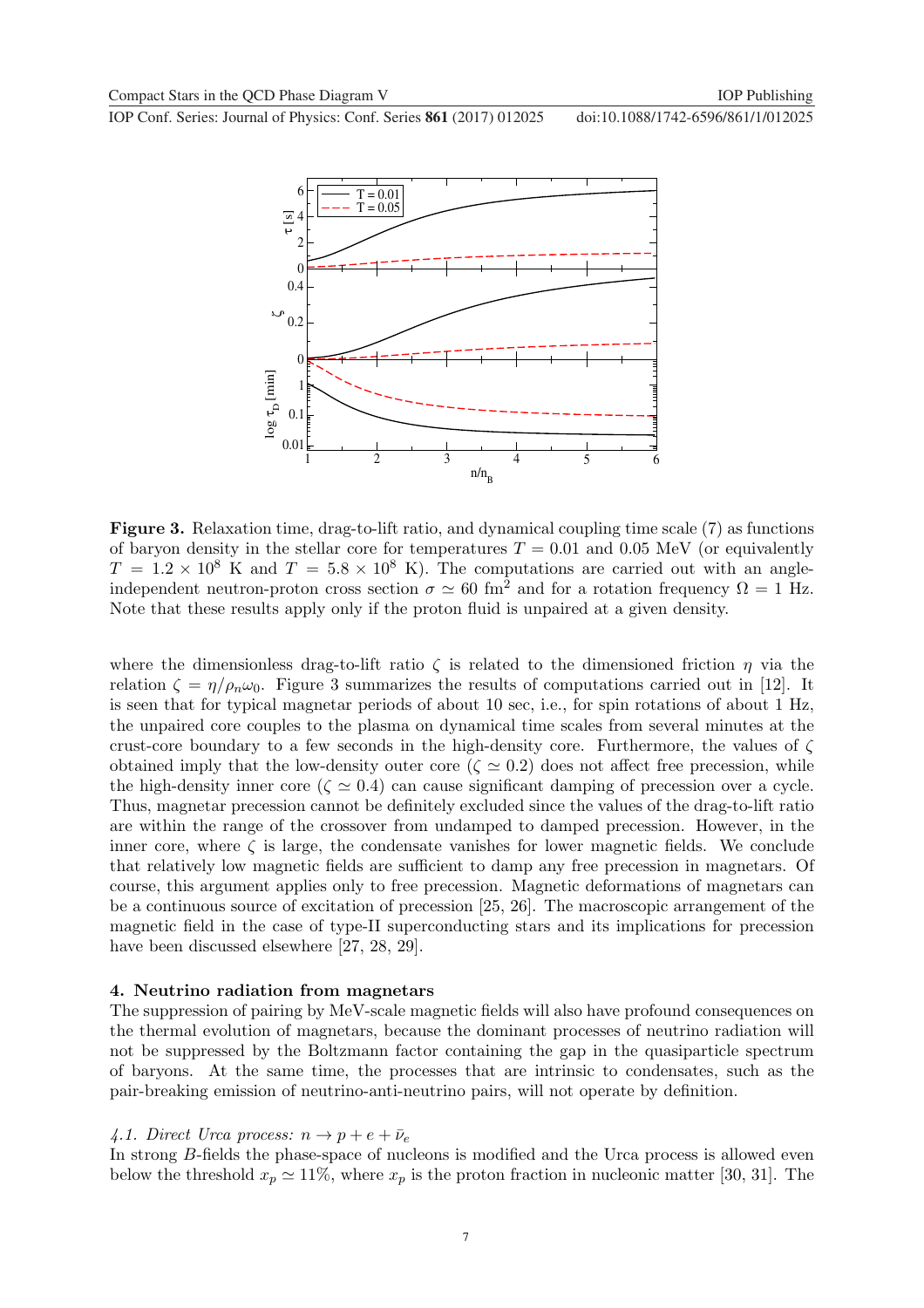**Figure 3.** Relaxation time, drag-to-lift ratio, and dynamical coupling time scale (7) as functions of baryon density in the stellar core for temperatures $T = 0.01$ and 0.05 MeV (or equivalently $T = 1.2 \times 10^8$ K and $T = 5.8 \times 10^8$ K). The computations are carried out with an angle-independent neutron-proton cross section $\sigma \simeq 60$ fm$^2$ and for a rotation frequency $\Omega = 1$ Hz. Note that these results apply only if the proton fluid is unpaired at a given density.

where the dimensionless drag-to-lift ratio $\zeta$ is related to the dimensioned friction $\eta$ via the relation $\zeta = \eta/\rho_n\omega_0$. Figure 3 summarizes the results of computations carried out in [12]. It is seen that for typical magnetar periods of about 10 sec, i.e., for spin rotations of about 1 Hz, the unpaired core couples to the plasma on dynamical time scales from several minutes at the crust-core boundary to a few seconds in the high-density core. Furthermore, the values of $\zeta$ obtained imply that the low-density outer core ($\zeta \simeq 0.2$) does not affect free precession, while the high-density inner core ($\zeta \simeq 0.4$) can cause significant damping of precession over a cycle. Thus, magnetar precession cannot be definitely excluded since the values of the drag-to-lift ratio are within the range of the crossover from undamped to damped precession. However, in the inner core, where $\zeta$ is large, the condensate vanishes for lower magnetic fields. We conclude that relatively low magnetic fields are sufficient to damp any free precession in magnetars. Of course, this argument applies only to free precession. Magnetic deformations of magnetars can be a continuous source of excitation of precession [25, 26]. The macroscopic arrangement of the magnetic field in the case of type-II superconducting stars and its implications for precession have been discussed elsewhere [27, 28, 29].

## 4. Neutrino radiation from magnetars

The suppression of pairing by MeV-scale magnetic fields will also have profound consequences on the thermal evolution of magnetars, because the dominant processes of neutrino radiation will not be suppressed by the Boltzmann factor containing the gap in the quasiparticle spectrum of baryons. At the same time, the processes that are intrinsic to condensates, such as the pair-breaking emission of neutrino-anti-neutrino pairs, will not operate by definition.

### *4.1. Direct Urca process: $n \to p + e + \bar{\nu}_e$*

In strong $B$-fields the phase-space of nucleons is modified and the Urca process is allowed even below the threshold $x_p \simeq 11\%$, where $x_p$ is the proton fraction in nucleonic matter [30, 31]. The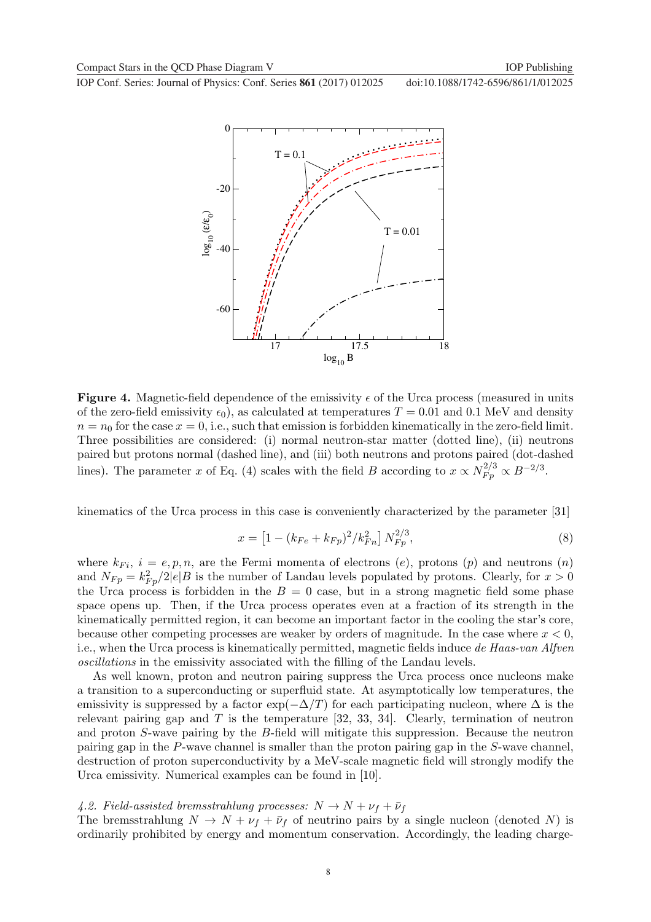**Figure 4.** Magnetic-field dependence of the emissivity $\epsilon$ of the Urca process (measured in units of the zero-field emissivity $\epsilon_0$), as calculated at temperatures $T = 0.01$ and 0.1 MeV and density $n = n_0$ for the case $x = 0$, i.e., such that emission is forbidden kinematically in the zero-field limit. Three possibilities are considered: (i) normal neutron-star matter (dotted line), (ii) neutrons paired but protons normal (dashed line), and (iii) both neutrons and protons paired (dot-dashed lines). The parameter $x$ of Eq. (4) scales with the field $B$ according to $x \propto N_{Fp}^{2/3} \propto B^{-2/3}$.

kinematics of the Urca process in this case is conveniently characterized by the parameter [31]

$$x = \left[1 - (k_{Fe} + k_{Fp})^2/k_{Fn}^2\right] N_{Fp}^{2/3}, \tag{8}$$

where $k_{Fi}$, $i = e, p, n$, are the Fermi momenta of electrons ($e$), protons ($p$) and neutrons ($n$) and $N_{Fp} = k_{Fp}^2/2|e|B$ is the number of Landau levels populated by protons. Clearly, for $x > 0$ the Urca process is forbidden in the $B = 0$ case, but in a strong magnetic field some phase space opens up. Then, if the Urca process operates even at a fraction of its strength in the kinematically permitted region, it can become an important factor in the cooling the star's core, because other competing processes are weaker by orders of magnitude. In the case where $x < 0$, i.e., when the Urca process is kinematically permitted, magnetic fields induce *de Haas-van Alfven oscillations* in the emissivity associated with the filling of the Landau levels.

As well known, proton and neutron pairing suppress the Urca process once nucleons make a transition to a superconducting or superfluid state. At asymptotically low temperatures, the emissivity is suppressed by a factor $\exp(-\Delta/T)$ for each participating nucleon, where $\Delta$ is the relevant pairing gap and $T$ is the temperature [32, 33, 34]. Clearly, termination of neutron and proton $S$-wave pairing by the $B$-field will mitigate this suppression. Because the neutron pairing gap in the $P$-wave channel is smaller than the proton pairing gap in the $S$-wave channel, destruction of proton superconductivity by a MeV-scale magnetic field will strongly modify the Urca emissivity. Numerical examples can be found in [10].

### *4.2. Field-assisted bremsstrahlung processes: $N \to N + \nu_f + \bar{\nu}_f$*

The bremsstrahlung $N \to N + \nu_f + \bar{\nu}_f$ of neutrino pairs by a single nucleon (denoted $N$) is ordinarily prohibited by energy and momentum conservation. Accordingly, the leading charge-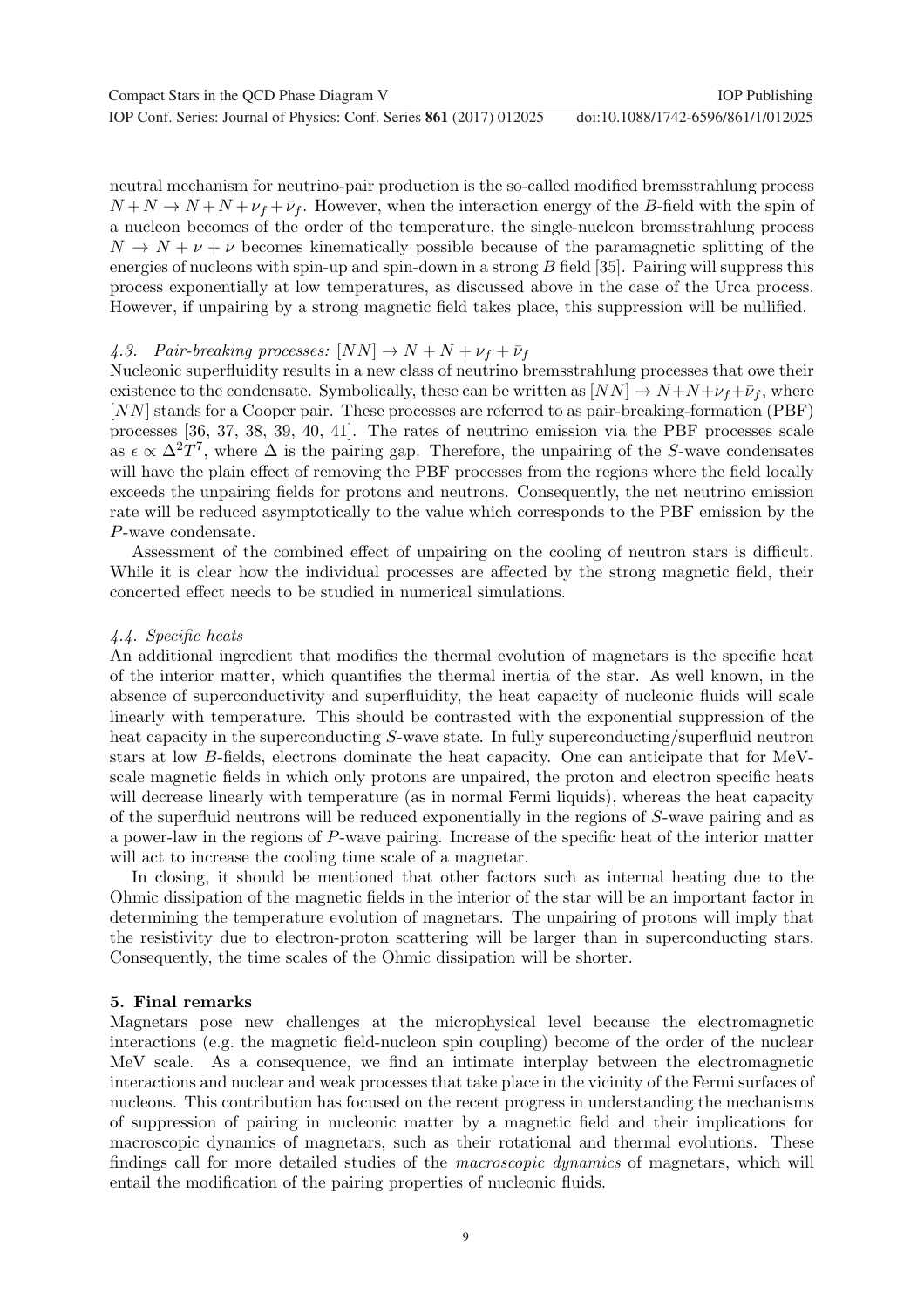neutral mechanism for neutrino-pair production is the so-called modified bremsstrahlung process $N+N \to N+N+\nu_f+\bar{\nu}_f$. However, when the interaction energy of the $B$-field with the spin of a nucleon becomes of the order of the temperature, the single-nucleon bremsstrahlung process $N \to N + \nu + \bar{\nu}$ becomes kinematically possible because of the paramagnetic splitting of the energies of nucleons with spin-up and spin-down in a strong $B$ field [35]. Pairing will suppress this process exponentially at low temperatures, as discussed above in the case of the Urca process. However, if unpairing by a strong magnetic field takes place, this suppression will be nullified.

### *4.3. Pair-breaking processes:* $[NN] \to N + N + \nu_f + \bar{\nu}_f$

Nucleonic superfluidity results in a new class of neutrino bremsstrahlung processes that owe their existence to the condensate. Symbolically, these can be written as $[NN] \to N+N+\nu_f+\bar{\nu}_f$, where $[NN]$ stands for a Cooper pair. These processes are referred to as pair-breaking-formation (PBF) processes [36, 37, 38, 39, 40, 41]. The rates of neutrino emission via the PBF processes scale as $\epsilon \propto \Delta^2 T^7$, where $\Delta$ is the pairing gap. Therefore, the unpairing of the $S$-wave condensates will have the plain effect of removing the PBF processes from the regions where the field locally exceeds the unpairing fields for protons and neutrons. Consequently, the net neutrino emission rate will be reduced asymptotically to the value which corresponds to the PBF emission by the $P$-wave condensate.

Assessment of the combined effect of unpairing on the cooling of neutron stars is difficult. While it is clear how the individual processes are affected by the strong magnetic field, their concerted effect needs to be studied in numerical simulations.

### *4.4. Specific heats*

An additional ingredient that modifies the thermal evolution of magnetars is the specific heat of the interior matter, which quantifies the thermal inertia of the star. As well known, in the absence of superconductivity and superfluidity, the heat capacity of nucleonic fluids will scale linearly with temperature. This should be contrasted with the exponential suppression of the heat capacity in the superconducting $S$-wave state. In fully superconducting/superfluid neutron stars at low $B$-fields, electrons dominate the heat capacity. One can anticipate that for MeV-scale magnetic fields in which only protons are unpaired, the proton and electron specific heats will decrease linearly with temperature (as in normal Fermi liquids), whereas the heat capacity of the superfluid neutrons will be reduced exponentially in the regions of $S$-wave pairing and as a power-law in the regions of $P$-wave pairing. Increase of the specific heat of the interior matter will act to increase the cooling time scale of a magnetar.

In closing, it should be mentioned that other factors such as internal heating due to the Ohmic dissipation of the magnetic fields in the interior of the star will be an important factor in determining the temperature evolution of magnetars. The unpairing of protons will imply that the resistivity due to electron-proton scattering will be larger than in superconducting stars. Consequently, the time scales of the Ohmic dissipation will be shorter.

## 5. Final remarks

Magnetars pose new challenges at the microphysical level because the electromagnetic interactions (e.g. the magnetic field-nucleon spin coupling) become of the order of the nuclear MeV scale. As a consequence, we find an intimate interplay between the electromagnetic interactions and nuclear and weak processes that take place in the vicinity of the Fermi surfaces of nucleons. This contribution has focused on the recent progress in understanding the mechanisms of suppression of pairing in nucleonic matter by a magnetic field and their implications for macroscopic dynamics of magnetars, such as their rotational and thermal evolutions. These findings call for more detailed studies of the *macroscopic dynamics* of magnetars, which will entail the modification of the pairing properties of nucleonic fluids.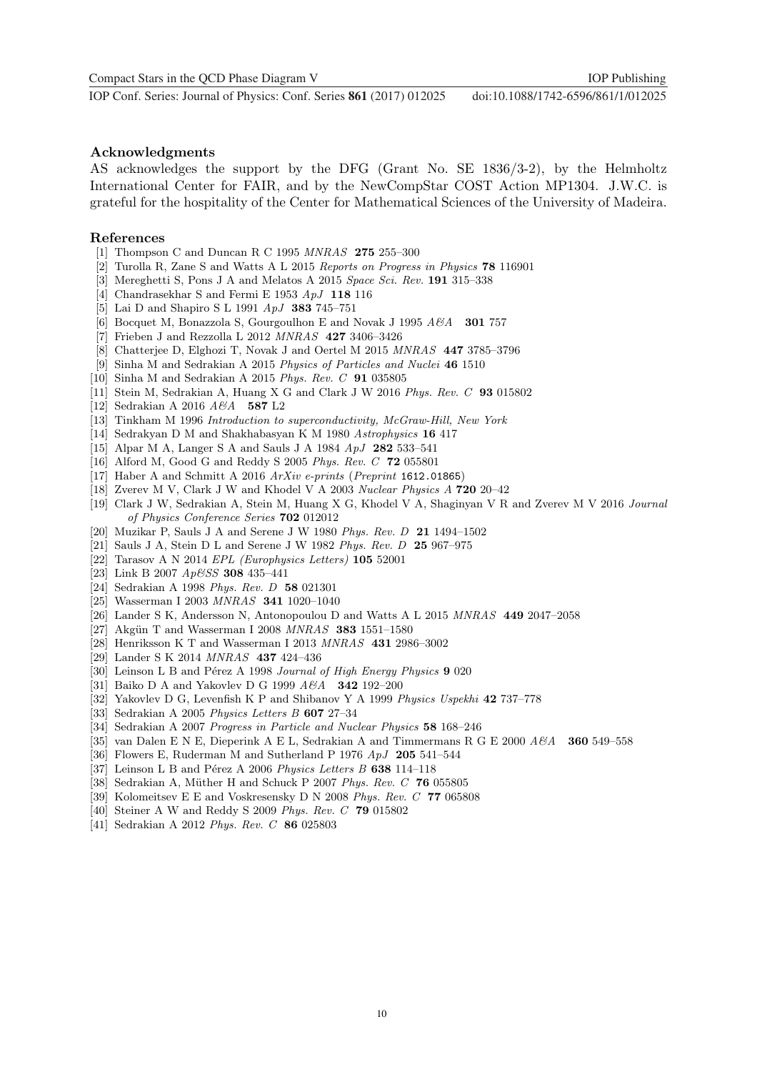## Acknowledgments

AS acknowledges the support by the DFG (Grant No. SE 1836/3-2), by the Helmholtz International Center for FAIR, and by the NewCompStar COST Action MP1304. J.W.C. is grateful for the hospitality of the Center for Mathematical Sciences of the University of Madeira.

## References

[1] Thompson C and Duncan R C 1995 *MNRAS* **275** 255–300
[2] Turolla R, Zane S and Watts A L 2015 *Reports on Progress in Physics* **78** 116901
[3] Mereghetti S, Pons J A and Melatos A 2015 *Space Sci. Rev.* **191** 315–338
[4] Chandrasekhar S and Fermi E 1953 *ApJ* **118** 116
[5] Lai D and Shapiro S L 1991 *ApJ* **383** 745–751
[6] Bocquet M, Bonazzola S, Gourgoulhon E and Novak J 1995 *A&A* **301** 757
[7] Frieben J and Rezzolla L 2012 *MNRAS* **427** 3406–3426
[8] Chatterjee D, Elghozi T, Novak J and Oertel M 2015 *MNRAS* **447** 3785–3796
[9] Sinha M and Sedrakian A 2015 *Physics of Particles and Nuclei* **46** 1510
[10] Sinha M and Sedrakian A 2015 *Phys. Rev. C* **91** 035805
[11] Stein M, Sedrakian A, Huang X G and Clark J W 2016 *Phys. Rev. C* **93** 015802
[12] Sedrakian A 2016 *A&A* **587** L2
[13] Tinkham M 1996 *Introduction to superconductivity, McGraw-Hill, New York*
[14] Sedrakyan D M and Shakhabasyan K M 1980 *Astrophysics* **16** 417
[15] Alpar M A, Langer S A and Sauls J A 1984 *ApJ* **282** 533–541
[16] Alford M, Good G and Reddy S 2005 *Phys. Rev. C* **72** 055801
[17] Haber A and Schmitt A 2016 *ArXiv e-prints* (*Preprint* 1612.01865)
[18] Zverev M V, Clark J W and Khodel V A 2003 *Nuclear Physics A* **720** 20–42
[19] Clark J W, Sedrakian A, Stein M, Huang X G, Khodel V A, Shaginyan V R and Zverev M V 2016 *Journal of Physics Conference Series* **702** 012012
[20] Muzikar P, Sauls J A and Serene J W 1980 *Phys. Rev. D* **21** 1494–1502
[21] Sauls J A, Stein D L and Serene J W 1982 *Phys. Rev. D* **25** 967–975
[22] Tarasov A N 2014 *EPL (Europhysics Letters)* **105** 52001
[23] Link B 2007 *Ap&SS* **308** 435–441
[24] Sedrakian A 1998 *Phys. Rev. D* **58** 021301
[25] Wasserman I 2003 *MNRAS* **341** 1020–1040
[26] Lander S K, Andersson N, Antonopoulou D and Watts A L 2015 *MNRAS* **449** 2047–2058
[27] Akgün T and Wasserman I 2008 *MNRAS* **383** 1551–1580
[28] Henriksson K T and Wasserman I 2013 *MNRAS* **431** 2986–3002
[29] Lander S K 2014 *MNRAS* **437** 424–436
[30] Leinson L B and Pérez A 1998 *Journal of High Energy Physics* **9** 020
[31] Baiko D A and Yakovlev D G 1999 *A&A* **342** 192–200
[32] Yakovlev D G, Levenfish K P and Shibanov Y A 1999 *Physics Uspekhi* **42** 737–778
[33] Sedrakian A 2005 *Physics Letters B* **607** 27–34
[34] Sedrakian A 2007 *Progress in Particle and Nuclear Physics* **58** 168–246
[35] van Dalen E N E, Dieperink A E L, Sedrakian A and Timmermans R G E 2000 *A&A* **360** 549–558
[36] Flowers E, Ruderman M and Sutherland P 1976 *ApJ* **205** 541–544
[37] Leinson L B and Pérez A 2006 *Physics Letters B* **638** 114–118
[38] Sedrakian A, Müther H and Schuck P 2007 *Phys. Rev. C* **76** 055805
[39] Kolomeitsev E E and Voskresensky D N 2008 *Phys. Rev. C* **77** 065808
[40] Steiner A W and Reddy S 2009 *Phys. Rev. C* **79** 015802
[41] Sedrakian A 2012 *Phys. Rev. C* **86** 025803